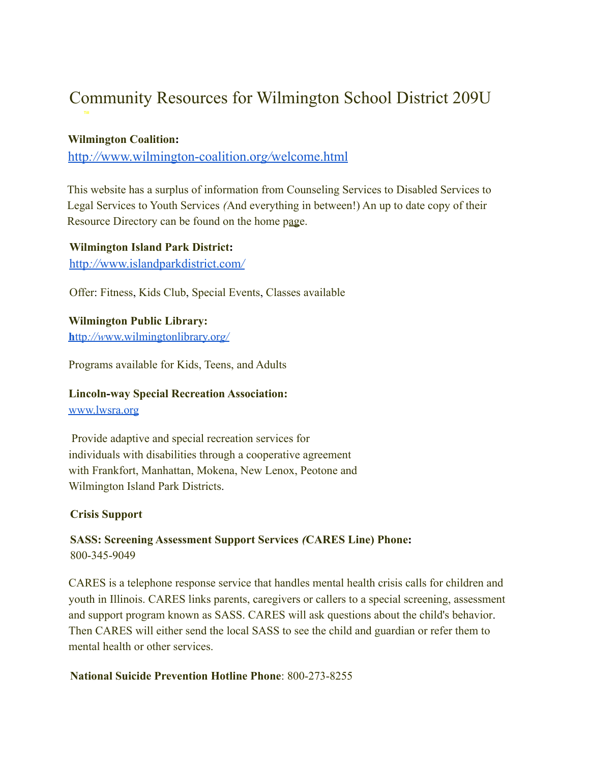# Community Resources for Wilmington School District 209U

**Wilmington Coalition:**
http://www.wilmington-coalition.org/welcome.html

This website has a surplus of information from Counseling Services to Disabled Services to Legal Services to Youth Services (And everything in between!) An up to date copy of their Resource Directory can be found on the home page.

**Wilmington Island Park District:**
http://www.islandparkdistrict.com/

Offer: Fitness, Kids Club, Special Events, Classes available

**Wilmington Public Library:**
http://www.wilmingtonlibrary.org/

Programs available for Kids, Teens, and Adults

**Lincoln-way Special Recreation Association:**
www.lwsra.org

Provide adaptive and special recreation services for individuals with disabilities through a cooperative agreement with Frankfort, Manhattan, Mokena, New Lenox, Peotone and Wilmington Island Park Districts.

**Crisis Support**

**SASS: Screening Assessment Support Services (CARES Line) Phone:** 800-345-9049

CARES is a telephone response service that handles mental health crisis calls for children and youth in Illinois. CARES links parents, caregivers or callers to a special screening, assessment and support program known as SASS. CARES will ask questions about the child's behavior. Then CARES will either send the local SASS to see the child and guardian or refer them to mental health or other services.

**National Suicide Prevention Hotline Phone**: 800-273-8255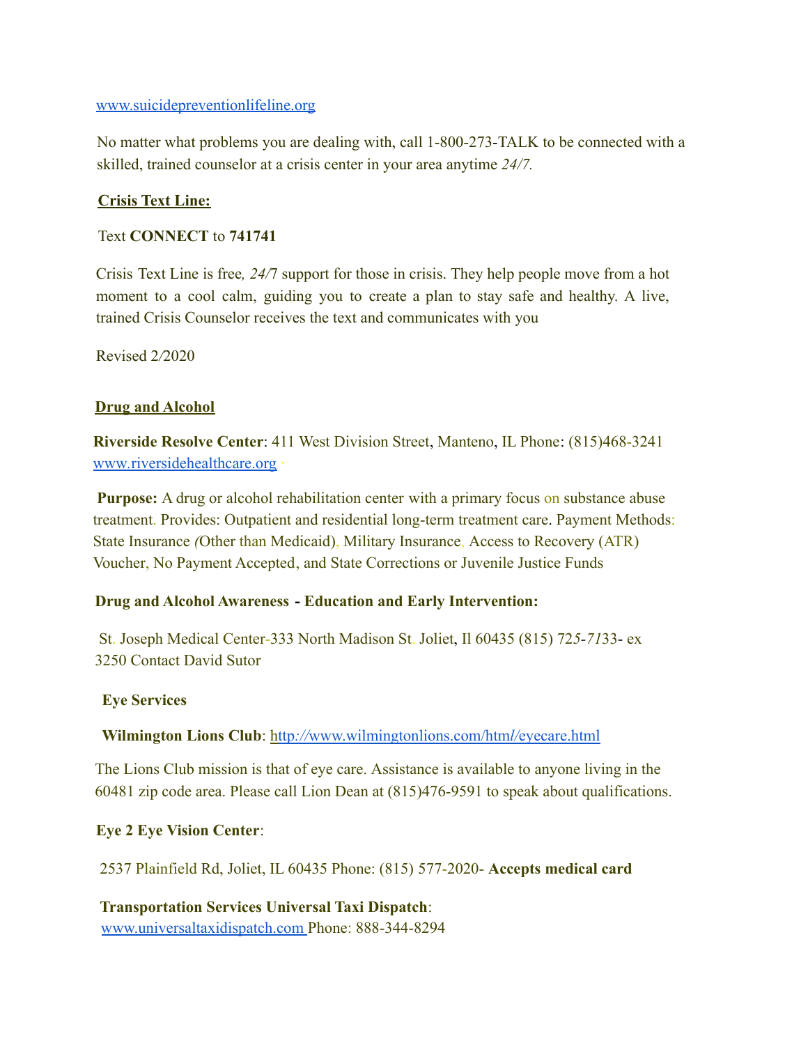www.suicidepreventionlifeline.org

No matter what problems you are dealing with, call 1-800-273-TALK to be connected with a skilled, trained counselor at a crisis center in your area anytime *24/7.*

**Crisis Text Line:**

Text **CONNECT** to **741741**

Crisis Text Line is free*, 24/*7 support for those in crisis. They help people move from a hot moment to a cool calm, guiding you to create a plan to stay safe and healthy. A live, trained Crisis Counselor receives the text and communicates with you

Revised 2/2020

**Drug and Alcohol**

**Riverside Resolve Center**: 411 West Division Street, Manteno, IL Phone: (815)468-3241 www.riversidehealthcare.org

**Purpose:** A drug or alcohol rehabilitation center with a primary focus on substance abuse treatment. Provides: Outpatient and residential long-term treatment care. Payment Methods: State Insurance (Other than Medicaid), Military Insurance, Access to Recovery (ATR) Voucher, No Payment Accepted, and State Corrections or Juvenile Justice Funds

**Drug and Alcohol Awareness - Education and Early Intervention:**

St. Joseph Medical Center-333 North Madison St. Joliet, Il 60435 (815) 725-7133- ex 3250 Contact David Sutor

**Eye Services**

**Wilmington Lions Club**: http://www.wilmingtonlions.com/html/eyecare.html

The Lions Club mission is that of eye care. Assistance is available to anyone living in the 60481 zip code area. Please call Lion Dean at (815)476-9591 to speak about qualifications.

**Eye 2 Eye Vision Center**:

2537 Plainfield Rd, Joliet, IL 60435 Phone: (815) 577-2020- **Accepts medical card**

**Transportation Services Universal Taxi Dispatch**:
www.universaltaxidispatch.com Phone: 888-344-8294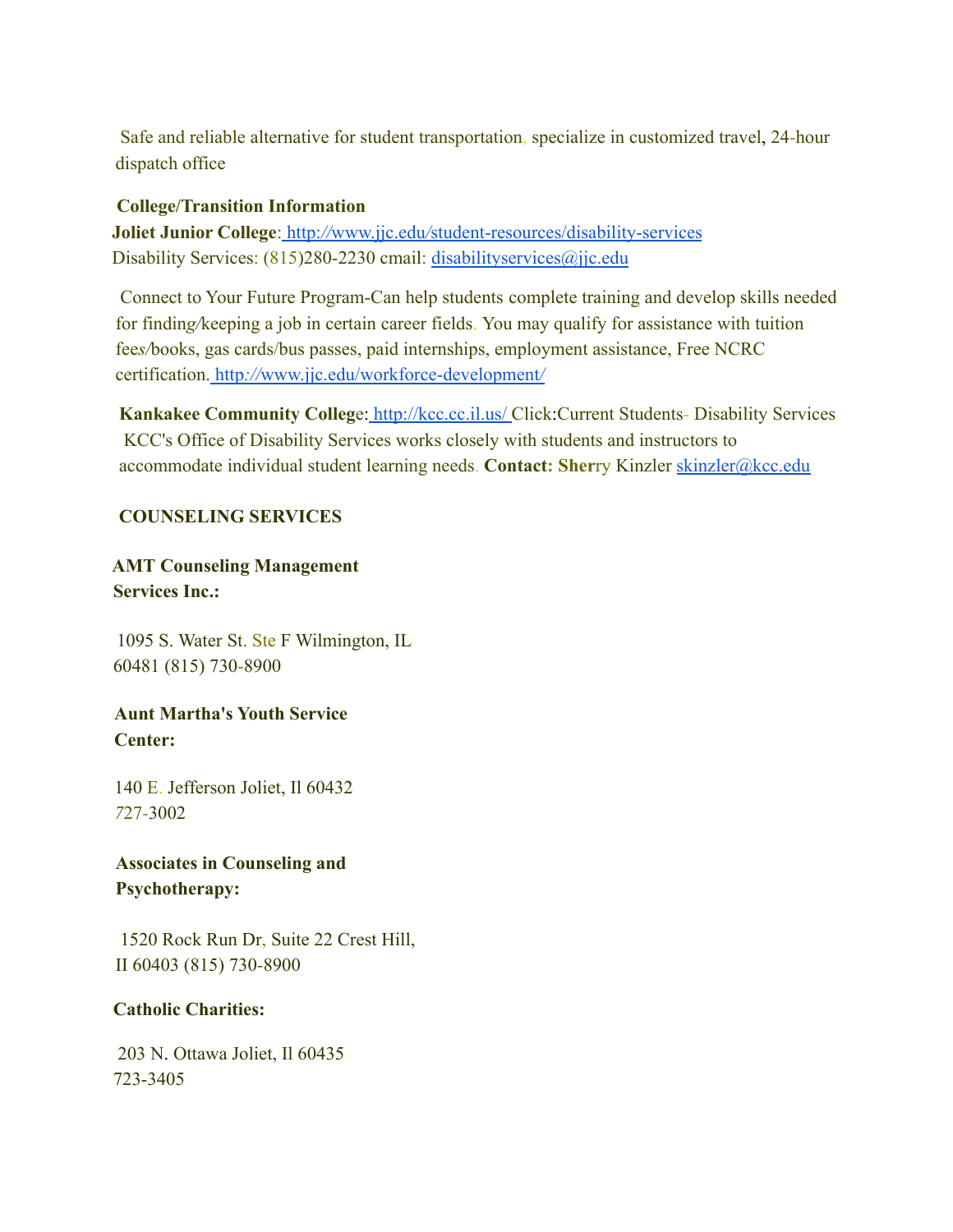Safe and reliable alternative for student transportation, specialize in customized travel, 24-hour dispatch office

**College/Transition Information**

**Joliet Junior College**: http://www.jjc.edu/student-resources/disability-services
Disability Services: (815)280-2230 email: disabilityservices@jjc.edu

Connect to Your Future Program-Can help students complete training and develop skills needed for finding/keeping a job in certain career fields. You may qualify for assistance with tuition fees/books, gas cards/bus passes, paid internships, employment assistance, Free NCRC certification. http://www.jjc.edu/workforce-development/

**Kankakee Community College**: http://kcc.cc.il.us/ Click:Current Students- Disability Services
KCC's Office of Disability Services works closely with students and instructors to accommodate individual student learning needs. **Contact: Sher**ry Kinzler skinzler@kcc.edu

**COUNSELING SERVICES**

**AMT Counseling Management Services Inc.:**

1095 S. Water St. Ste F Wilmington, IL 60481 (815) 730-8900

**Aunt Martha's Youth Service Center:**

140 E. Jefferson Joliet, Il 60432
727-3002

**Associates in Counseling and Psychotherapy:**

1520 Rock Run Dr, Suite 22 Crest Hill, Il 60403 (815) 730-8900

**Catholic Charities:**

203 N. Ottawa Joliet, Il 60435
723-3405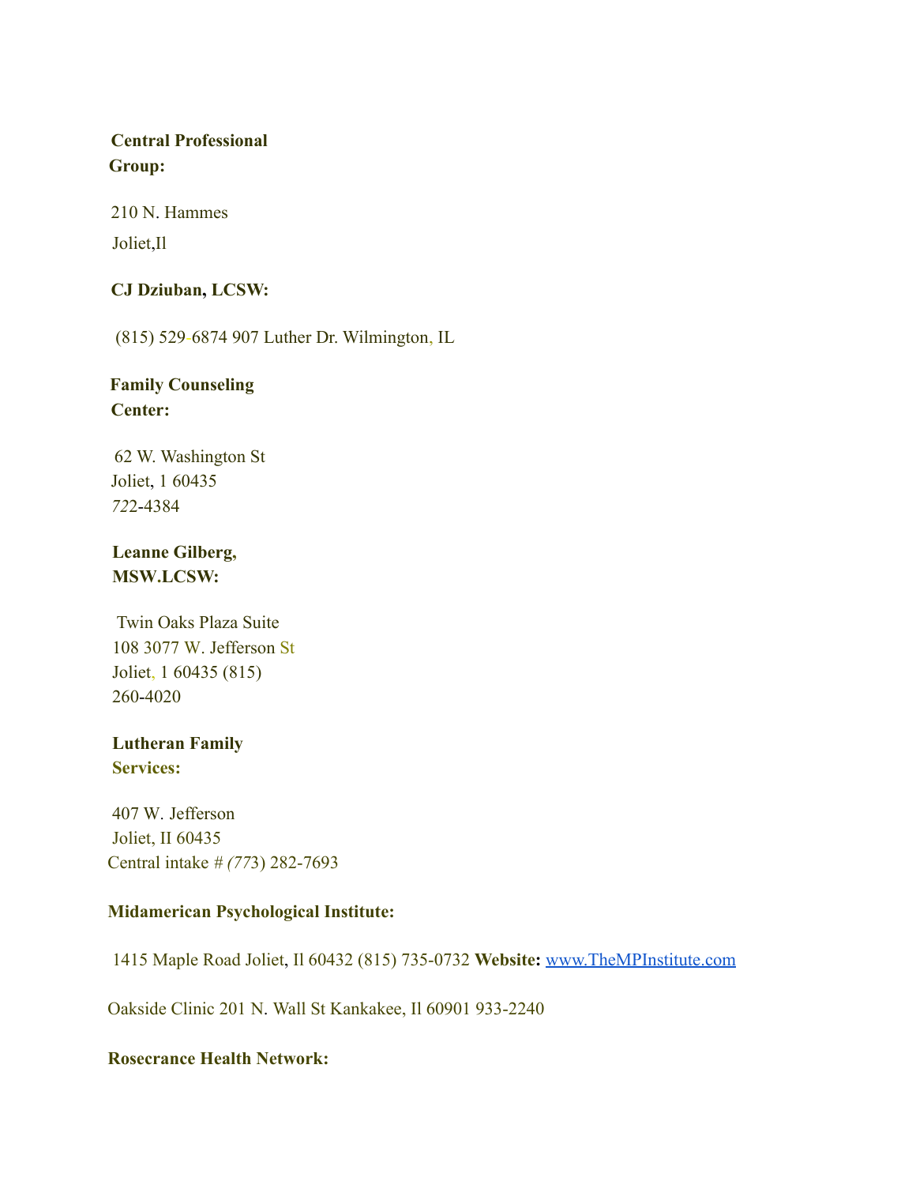**Central Professional Group:**

210 N. Hammes
Joliet,Il

**CJ Dziuban, LCSW:**

(815) 529-6874 907 Luther Dr. Wilmington, IL

**Family Counseling Center:**

62 W. Washington St
Joliet, 1 60435
722-4384

**Leanne Gilberg, MSW.LCSW:**

Twin Oaks Plaza Suite
108 3077 W. Jefferson St
Joliet, 1 60435 (815)
260-4020

**Lutheran Family Services:**

407 W. Jefferson
Joliet, II 60435
Central intake # (773) 282-7693

**Midamerican Psychological Institute:**

1415 Maple Road Joliet, Il 60432 (815) 735-0732 **Website:** www.TheMPInstitute.com

Oakside Clinic 201 N. Wall St Kankakee, Il 60901 933-2240

**Rosecrance Health Network:**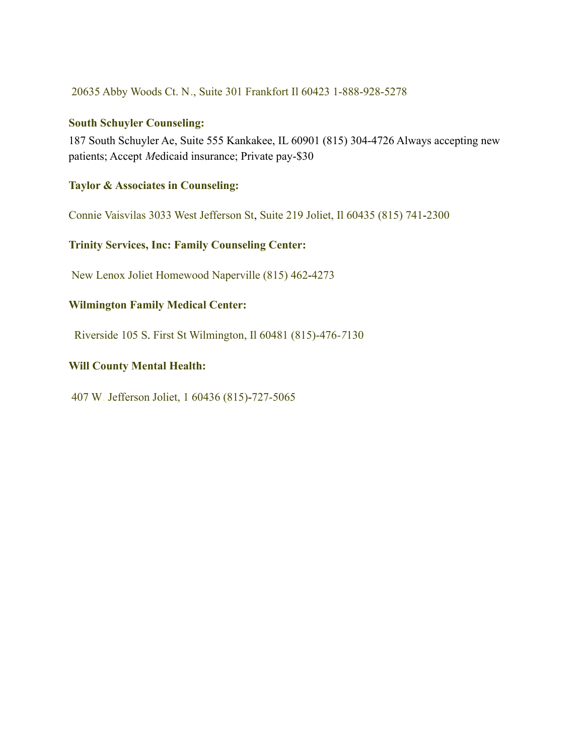20635 Abby Woods Ct. N., Suite 301 Frankfort Il 60423 1-888-928-5278

**South Schuyler Counseling:**

187 South Schuyler Ae, Suite 555 Kankakee, IL 60901 (815) 304-4726 Always accepting new patients; Accept *M*edicaid insurance; Private pay-$30

**Taylor & Associates in Counseling:**

Connie Vaisvilas 3033 West Jefferson St, Suite 219 Joliet, Il 60435 (815) 741-2300

**Trinity Services, Inc: Family Counseling Center:**

New Lenox Joliet Homewood Naperville (815) 462-4273

**Wilmington Family Medical Center:**

Riverside 105 S. First St Wilmington, Il 60481 (815)-476-7130

**Will County Mental Health:**

407 W. Jefferson Joliet, 1 60436 (815)-727-5065